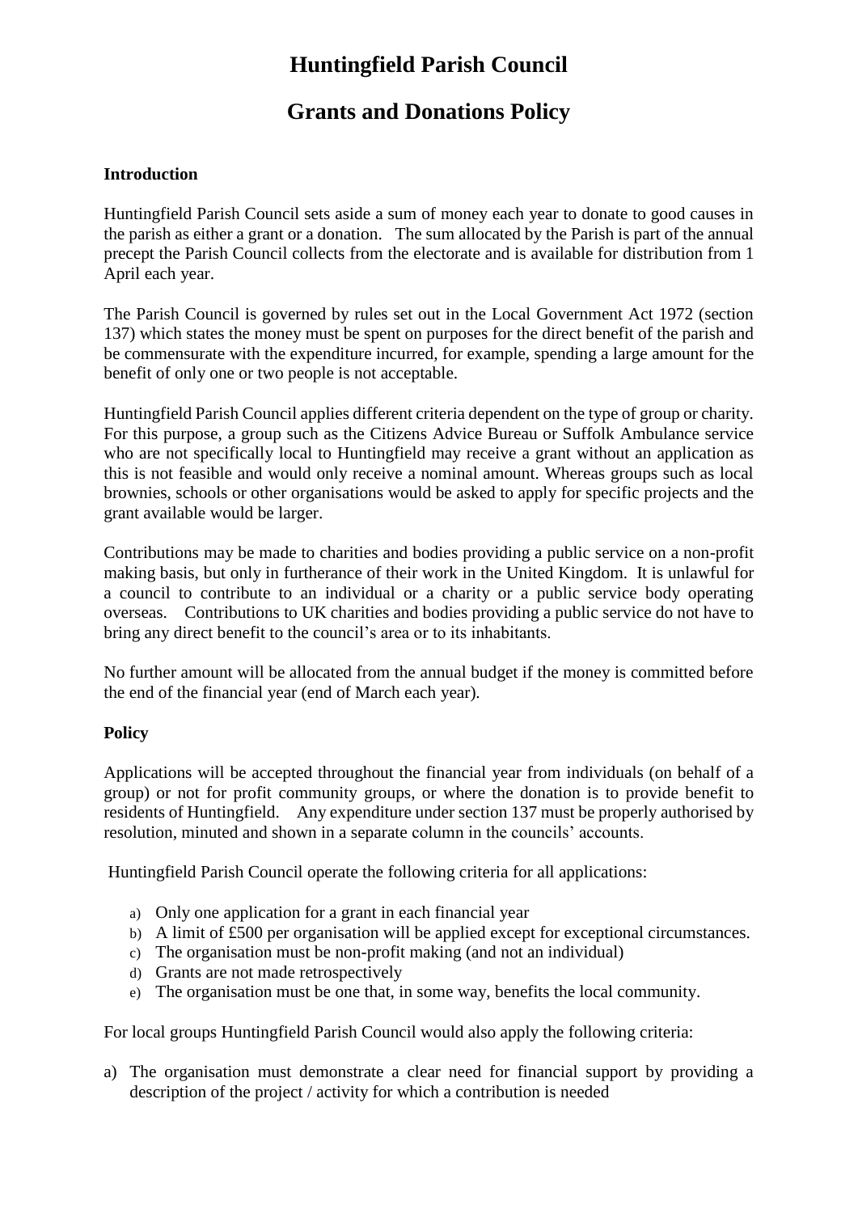# Huntingfield Parish Council

# Grants and Donations Policy

**Introduction**

Huntingfield Parish Council sets aside a sum of money each year to donate to good causes in the parish as either a grant or a donation. The sum allocated by the Parish is part of the annual precept the Parish Council collects from the electorate and is available for distribution from 1 April each year.

The Parish Council is governed by rules set out in the Local Government Act 1972 (section 137) which states the money must be spent on purposes for the direct benefit of the parish and be commensurate with the expenditure incurred, for example, spending a large amount for the benefit of only one or two people is not acceptable.

Huntingfield Parish Council applies different criteria dependent on the type of group or charity. For this purpose, a group such as the Citizens Advice Bureau or Suffolk Ambulance service who are not specifically local to Huntingfield may receive a grant without an application as this is not feasible and would only receive a nominal amount. Whereas groups such as local brownies, schools or other organisations would be asked to apply for specific projects and the grant available would be larger.

Contributions may be made to charities and bodies providing a public service on a non-profit making basis, but only in furtherance of their work in the United Kingdom. It is unlawful for a council to contribute to an individual or a charity or a public service body operating overseas. Contributions to UK charities and bodies providing a public service do not have to bring any direct benefit to the council's area or to its inhabitants.

No further amount will be allocated from the annual budget if the money is committed before the end of the financial year (end of March each year).

**Policy**

Applications will be accepted throughout the financial year from individuals (on behalf of a group) or not for profit community groups, or where the donation is to provide benefit to residents of Huntingfield. Any expenditure under section 137 must be properly authorised by resolution, minuted and shown in a separate column in the councils' accounts.

Huntingfield Parish Council operate the following criteria for all applications:

a) Only one application for a grant in each financial year
b) A limit of £500 per organisation will be applied except for exceptional circumstances.
c) The organisation must be non-profit making (and not an individual)
d) Grants are not made retrospectively
e) The organisation must be one that, in some way, benefits the local community.

For local groups Huntingfield Parish Council would also apply the following criteria:

a) The organisation must demonstrate a clear need for financial support by providing a description of the project / activity for which a contribution is needed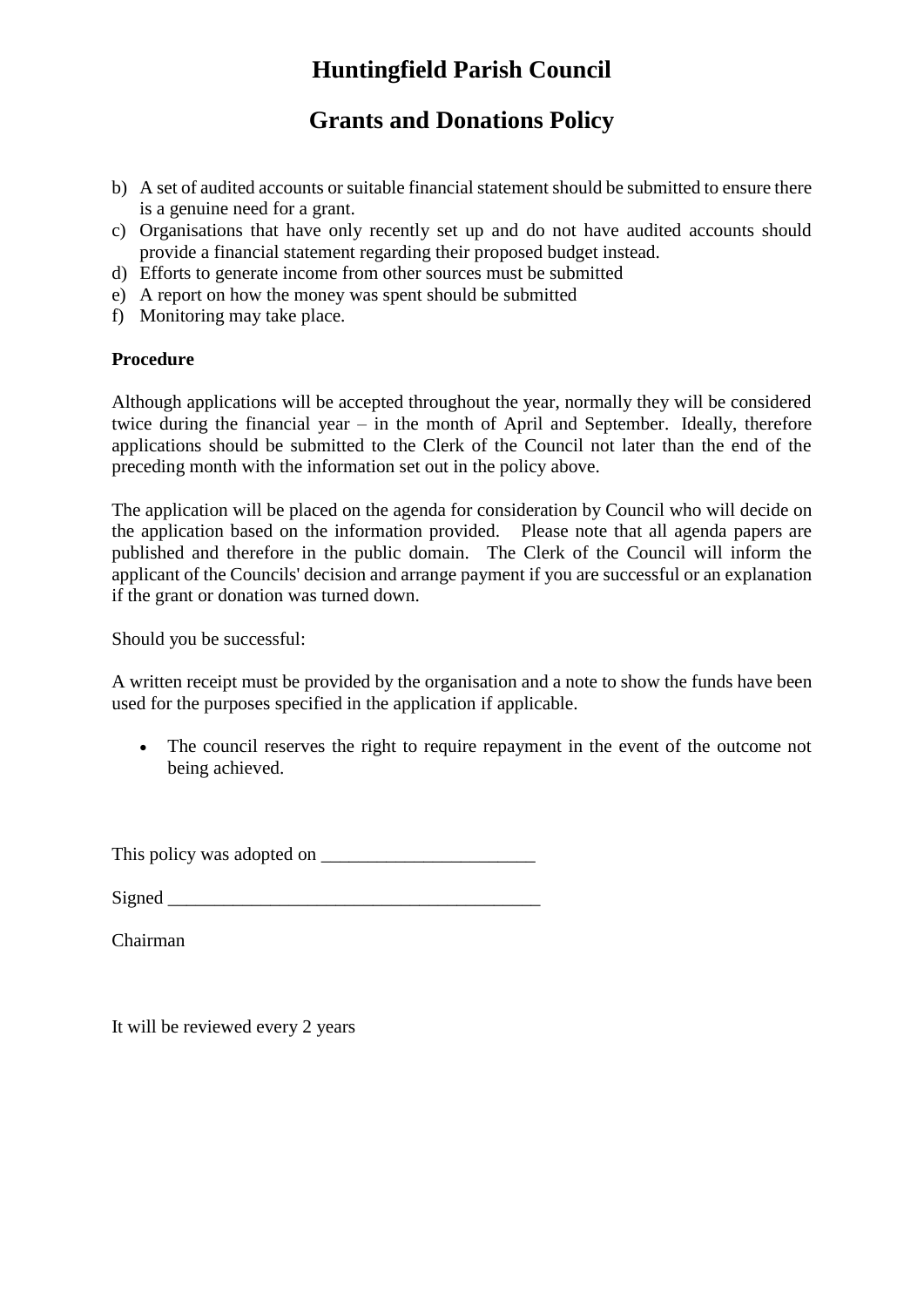# Huntingfield Parish Council

# Grants and Donations Policy

b) A set of audited accounts or suitable financial statement should be submitted to ensure there is a genuine need for a grant.
c) Organisations that have only recently set up and do not have audited accounts should provide a financial statement regarding their proposed budget instead.
d) Efforts to generate income from other sources must be submitted
e) A report on how the money was spent should be submitted
f) Monitoring may take place.

**Procedure**

Although applications will be accepted throughout the year, normally they will be considered twice during the financial year – in the month of April and September. Ideally, therefore applications should be submitted to the Clerk of the Council not later than the end of the preceding month with the information set out in the policy above.

The application will be placed on the agenda for consideration by Council who will decide on the application based on the information provided. Please note that all agenda papers are published and therefore in the public domain. The Clerk of the Council will inform the applicant of the Councils' decision and arrange payment if you are successful or an explanation if the grant or donation was turned down.

Should you be successful:

A written receipt must be provided by the organisation and a note to show the funds have been used for the purposes specified in the application if applicable.

- The council reserves the right to require repayment in the event of the outcome not being achieved.

This policy was adopted on _______________________

Signed _________________________________________

Chairman

It will be reviewed every 2 years